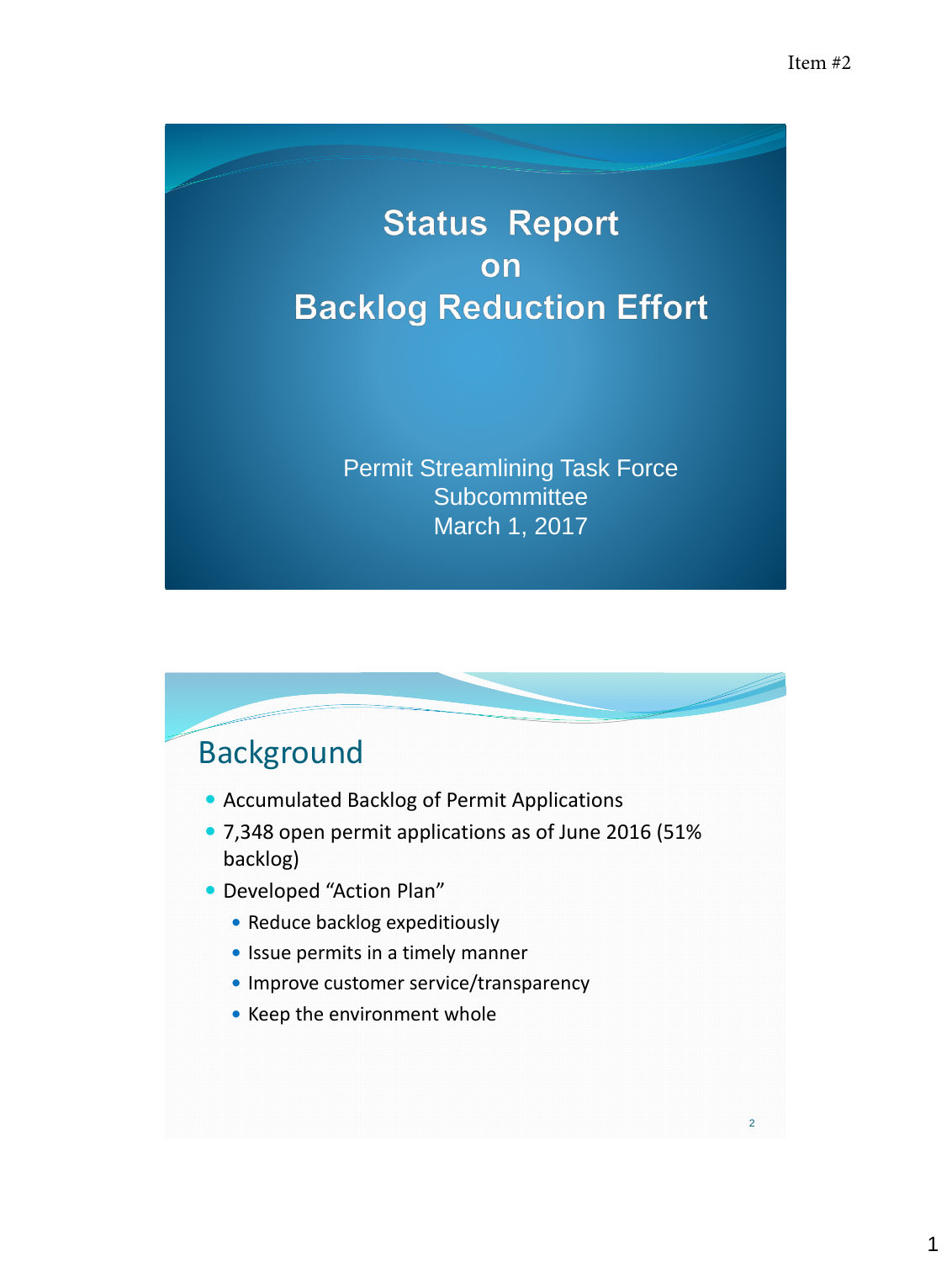Item #2

# Status Report on Backlog Reduction Effort

Permit Streamlining Task Force
Subcommittee
March 1, 2017

## Background

- Accumulated Backlog of Permit Applications
- 7,348 open permit applications as of June 2016 (51% backlog)
- Developed “Action Plan”
  - Reduce backlog expeditiously
  - Issue permits in a timely manner
  - Improve customer service/transparency
  - Keep the environment whole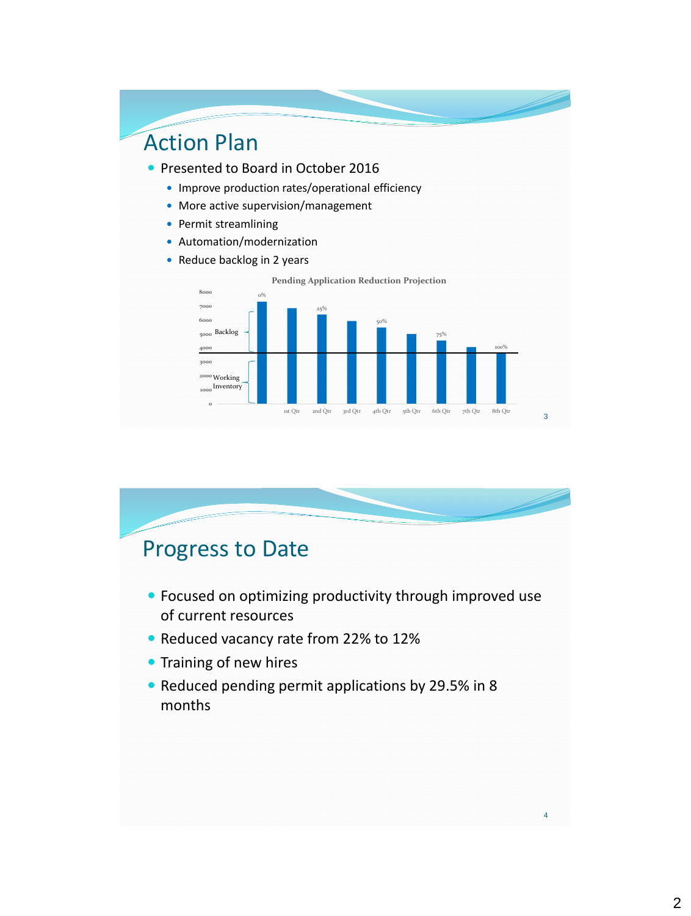## Action Plan

- Presented to Board in October 2016
  - Improve production rates/operational efficiency
  - More active supervision/management
  - Permit streamlining
  - Automation/modernization
  - Reduce backlog in 2 years

**Pending Application Reduction Projection**

| | Label | Approx. pending applications |
|---|---|---|
| Start | 0% | ~7300 |
| 1st Qtr | | ~6800 |
| 2nd Qtr | 25% | ~6400 |
| 3rd Qtr | | ~5900 |
| 4th Qtr | 50% | ~5400 |
| 5th Qtr | | ~5000 |
| 6th Qtr | 75% | ~4500 |
| 7th Qtr | | ~4000 |
| 8th Qtr | 100% | ~3600 |

Y-axis: 0–8000. The portion of pending applications above the ~3600 line is labeled "Backlog"; the portion below is labeled "Working Inventory".

## Progress to Date

- Focused on optimizing productivity through improved use of current resources
- Reduced vacancy rate from 22% to 12%
- Training of new hires
- Reduced pending permit applications by 29.5% in 8 months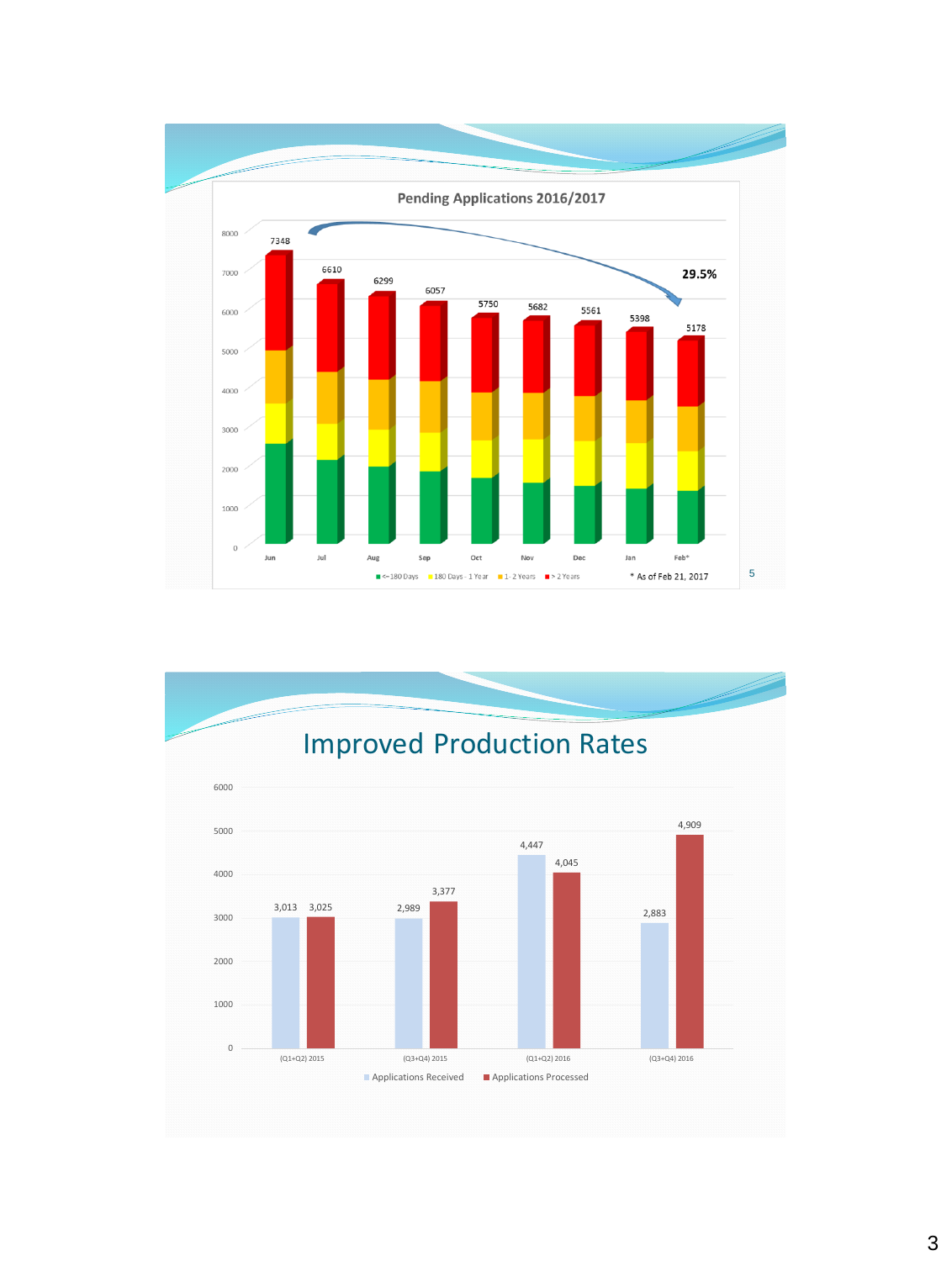## Pending Applications 2016/2017

| Month | Total Pending |
|---|---|
| Jun | 7348 |
| Jul | 6610 |
| Aug | 6299 |
| Sep | 6057 |
| Oct | 5750 |
| Nov | 5682 |
| Dec | 5561 |
| Jan | 5398 |
| Feb* | 5178 |

29.5%

■ <=180 Days ■ 180 Days - 1 Year ■ 1- 2 Years ■ > 2 Years

\* As of Feb 21, 2017

# Improved Production Rates

| Period | Applications Received | Applications Processed |
|---|---|---|
| (Q1+Q2) 2015 | 3,013 | 3,025 |
| (Q3+Q4) 2015 | 2,989 | 3,377 |
| (Q1+Q2) 2016 | 4,447 | 4,045 |
| (Q3+Q4) 2016 | 2,883 | 4,909 |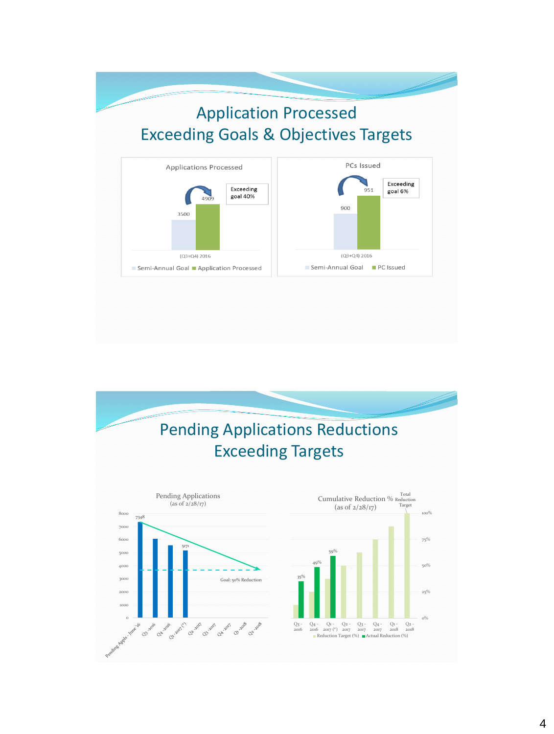# Application Processed
# Exceeding Goals & Objectives Targets

**Applications Processed**

| | Semi-Annual Goal | Application Processed |
|---|---|---|
| (Q3+Q4) 2016 | 3500 | 4909 |

Exceeding goal 40%

**PCs Issued**

| | Semi-Annual Goal | PC Issued |
|---|---|---|
| (Q3+Q4) 2016 | 900 | 951 |

Exceeding goal 6%

# Pending Applications Reductions
# Exceeding Targets

**Pending Applications (as of 2/28/17)**

| Period | Pending Applications |
|---|---|
| Pending Appls - June '16 | 7348 |
| Q3 -2016 | |
| Q4 -2016 | |
| Q1 -2017 (*) | 5171 |
| Q2 -2017 | |
| Q3 -2017 | |
| Q4 -2017 | |
| Q1 -2018 | |
| Q2 -2018 | |

Goal: 50% Reduction

**Cumulative Reduction % (as of 2/28/17)**

| Period | Reduction Target (%) | Actual Reduction (%) |
|---|---|---|
| Q3 - 2016 | | 35% |
| Q4 - 2016 | | 49% |
| Q1 - 2017 (*) | | 59% |
| Q2 - 2017 | | |
| Q3 - 2017 | | |
| Q4 - 2017 | | |
| Q1 - 2018 | | |
| Q2 - 2018 | 100% (Total Reduction Target) | |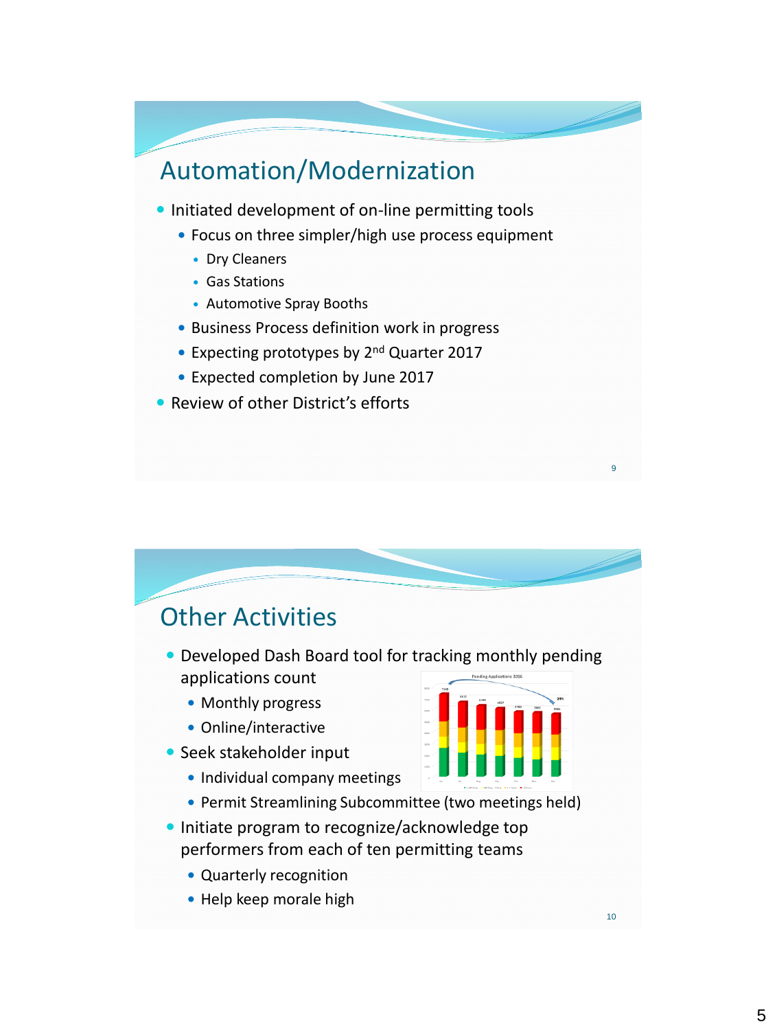## Automation/Modernization

- Initiated development of on-line permitting tools
  - Focus on three simpler/high use process equipment
    - Dry Cleaners
    - Gas Stations
    - Automotive Spray Booths
  - Business Process definition work in progress
  - Expecting prototypes by 2nd Quarter 2017
  - Expected completion by June 2017
- Review of other District's efforts

## Other Activities

- Developed Dash Board tool for tracking monthly pending applications count
  - Monthly progress
  - Online/interactive
- Seek stakeholder input
  - Individual company meetings
  - Permit Streamlining Subcommittee (two meetings held)
- Initiate program to recognize/acknowledge top performers from each of ten permitting teams
  - Quarterly recognition
  - Help keep morale high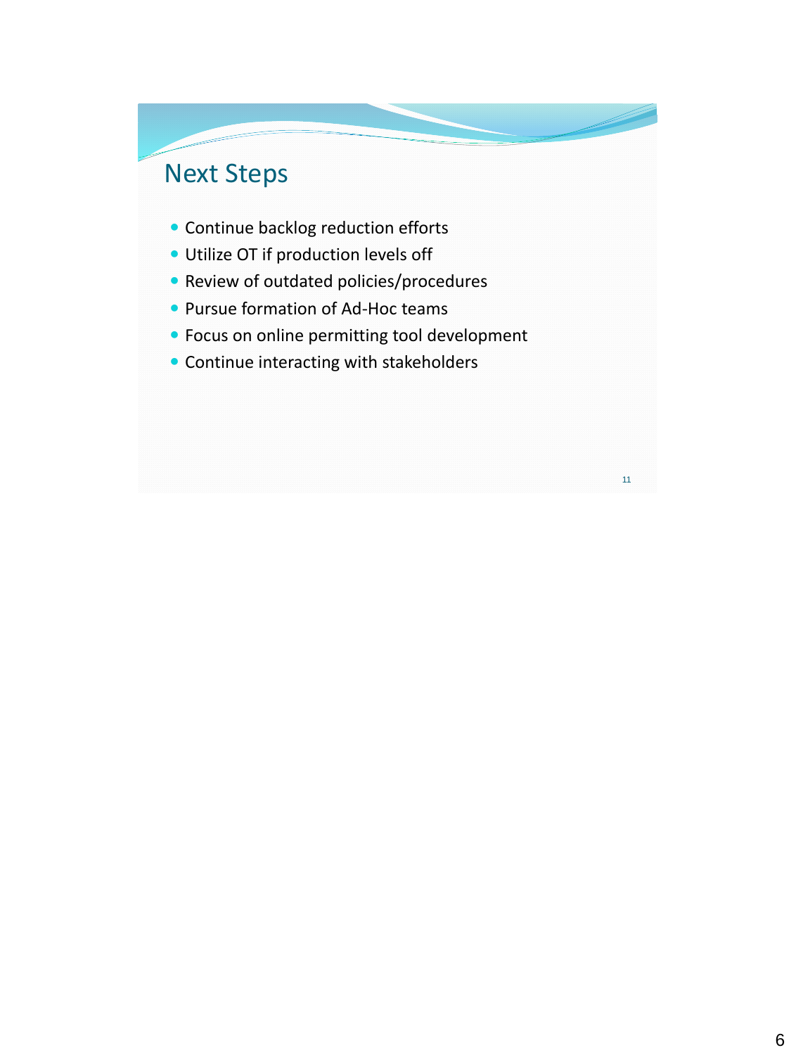## Next Steps

- Continue backlog reduction efforts
- Utilize OT if production levels off
- Review of outdated policies/procedures
- Pursue formation of Ad-Hoc teams
- Focus on online permitting tool development
- Continue interacting with stakeholders